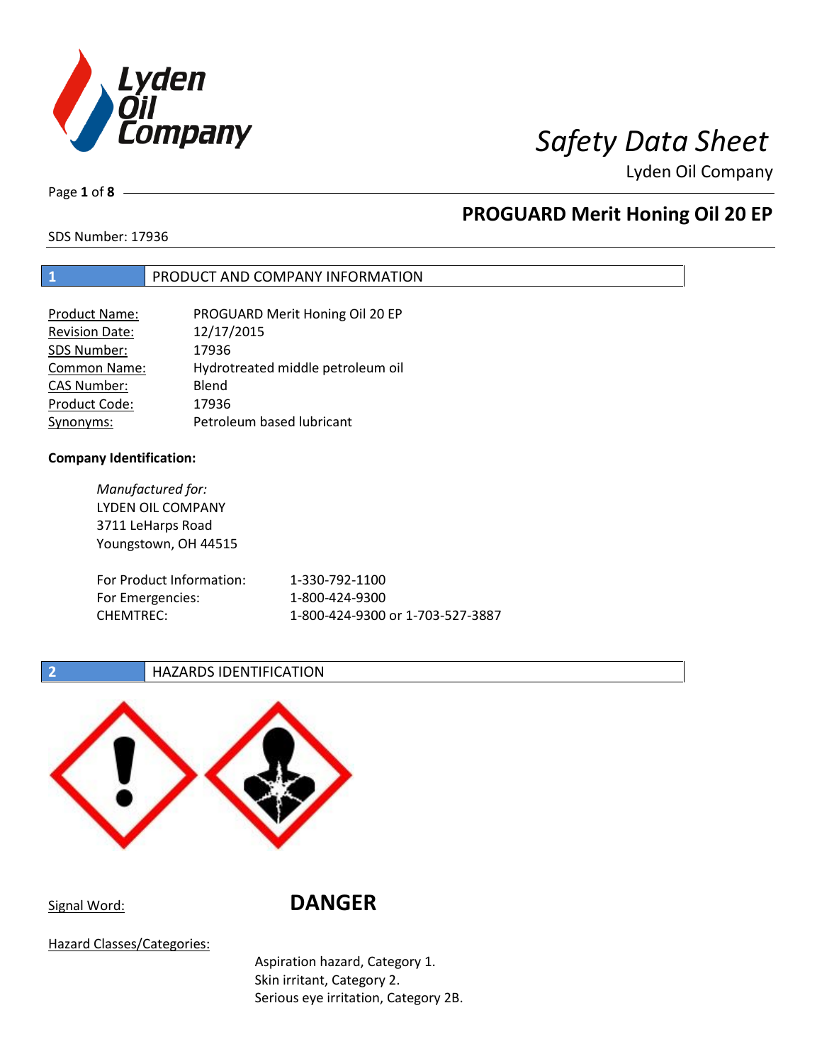# Safety Data Sheet

Lyden Oil Company

## PROGUARD Merit Honing Oil 20 EP

SDS Number: 17936

## 1 PRODUCT AND COMPANY INFORMATION

| | |
|---|---|
| Product Name: | PROGUARD Merit Honing Oil 20 EP |
| Revision Date: | 12/17/2015 |
| SDS Number: | 17936 |
| Common Name: | Hydrotreated middle petroleum oil |
| CAS Number: | Blend |
| Product Code: | 17936 |
| Synonyms: | Petroleum based lubricant |

**Company Identification:**

*Manufactured for:*
LYDEN OIL COMPANY
3711 LeHarps Road
Youngstown, OH 44515

| | |
|---|---|
| For Product Information: | 1-330-792-1100 |
| For Emergencies: | 1-800-424-9300 |
| CHEMTREC: | 1-800-424-9300 or 1-703-527-3887 |

## 2 HAZARDS IDENTIFICATION

Signal Word: **DANGER**

Hazard Classes/Categories:

Aspiration hazard, Category 1.
Skin irritant, Category 2.
Serious eye irritation, Category 2B.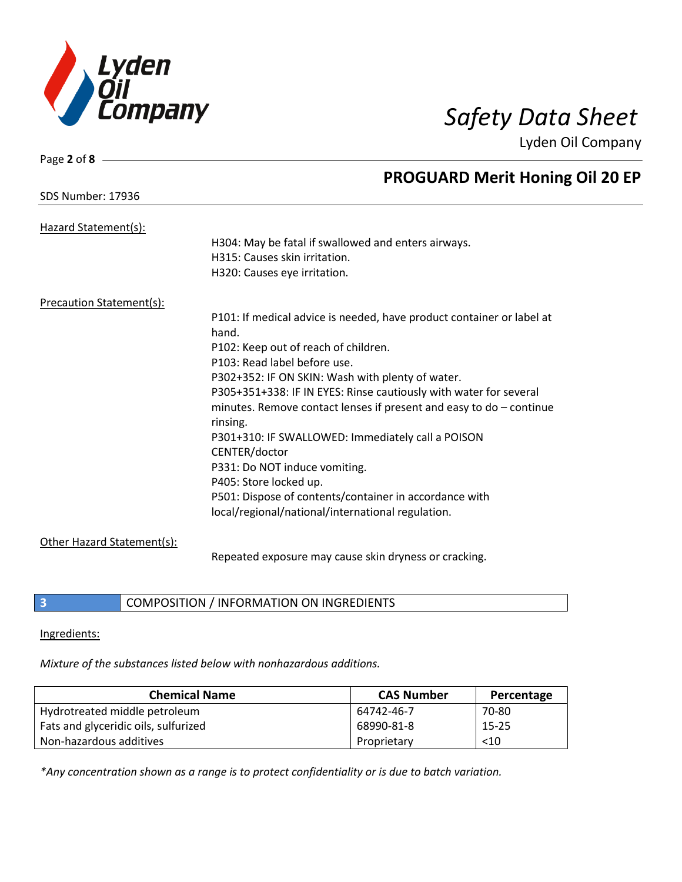Hazard Statement(s):

H304: May be fatal if swallowed and enters airways.
H315: Causes skin irritation.
H320: Causes eye irritation.

Precaution Statement(s):

P101: If medical advice is needed, have product container or label at hand.
P102: Keep out of reach of children.
P103: Read label before use.
P302+352: IF ON SKIN: Wash with plenty of water.
P305+351+338: IF IN EYES: Rinse cautiously with water for several minutes. Remove contact lenses if present and easy to do – continue rinsing.
P301+310: IF SWALLOWED: Immediately call a POISON CENTER/doctor
P331: Do NOT induce vomiting.
P405: Store locked up.
P501: Dispose of contents/container in accordance with local/regional/national/international regulation.

Other Hazard Statement(s):

Repeated exposure may cause skin dryness or cracking.

## 3 COMPOSITION / INFORMATION ON INGREDIENTS

Ingredients:

*Mixture of the substances listed below with nonhazardous additions.*

| Chemical Name | CAS Number | Percentage |
|---|---|---|
| Hydrotreated middle petroleum | 64742-46-7 | 70-80 |
| Fats and glyceridic oils, sulfurized | 68990-81-8 | 15-25 |
| Non-hazardous additives | Proprietary | <10 |

*\*Any concentration shown as a range is to protect confidentiality or is due to batch variation.*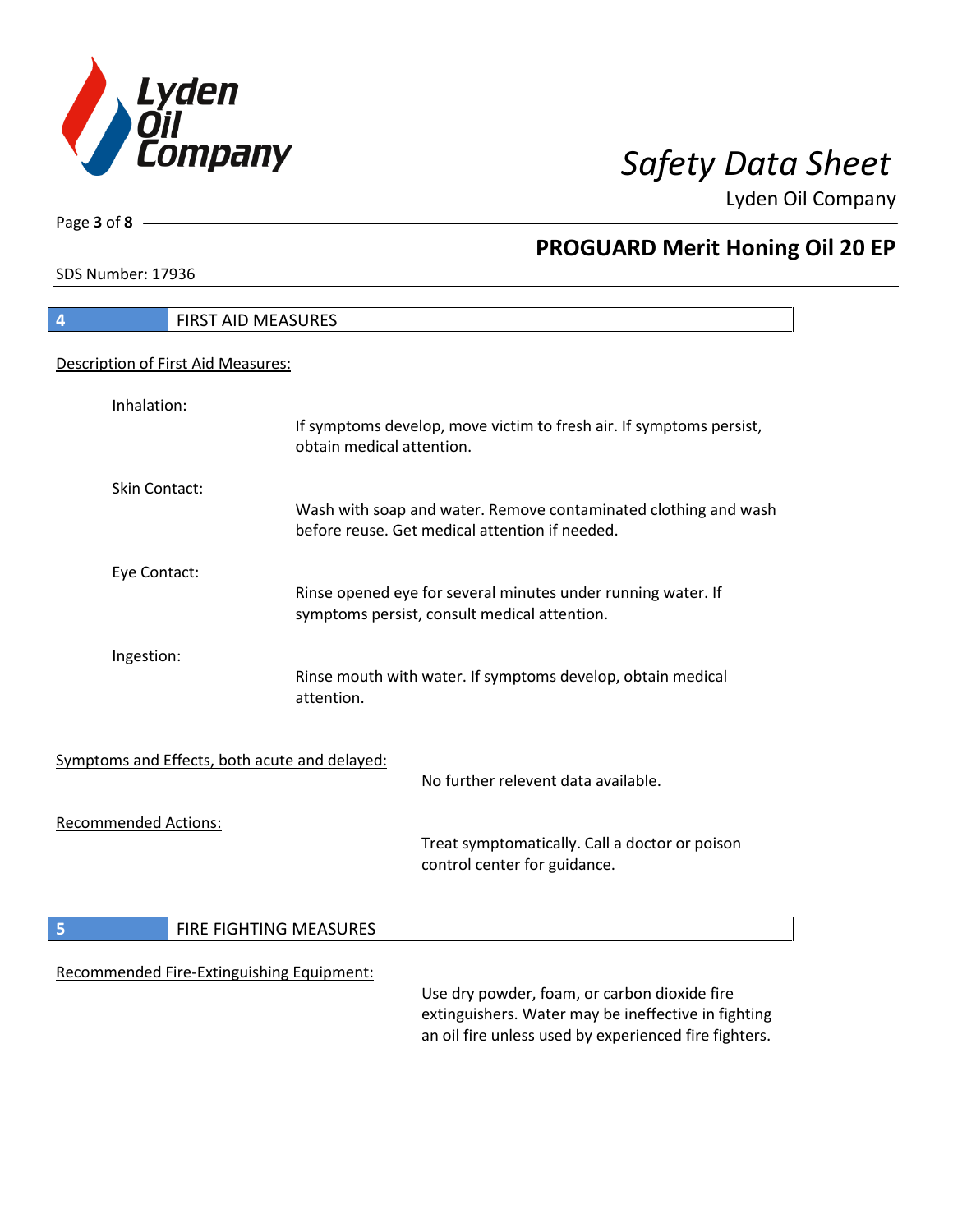## 4 FIRST AID MEASURES

Description of First Aid Measures:

Inhalation:

If symptoms develop, move victim to fresh air. If symptoms persist, obtain medical attention.

Skin Contact:

Wash with soap and water. Remove contaminated clothing and wash before reuse. Get medical attention if needed.

Eye Contact:

Rinse opened eye for several minutes under running water. If symptoms persist, consult medical attention.

Ingestion:

Rinse mouth with water. If symptoms develop, obtain medical attention.

Symptoms and Effects, both acute and delayed:

No further relevent data available.

Recommended Actions:

Treat symptomatically. Call a doctor or poison control center for guidance.

## 5 FIRE FIGHTING MEASURES

Recommended Fire-Extinguishing Equipment:

Use dry powder, foam, or carbon dioxide fire extinguishers. Water may be ineffective in fighting an oil fire unless used by experienced fire fighters.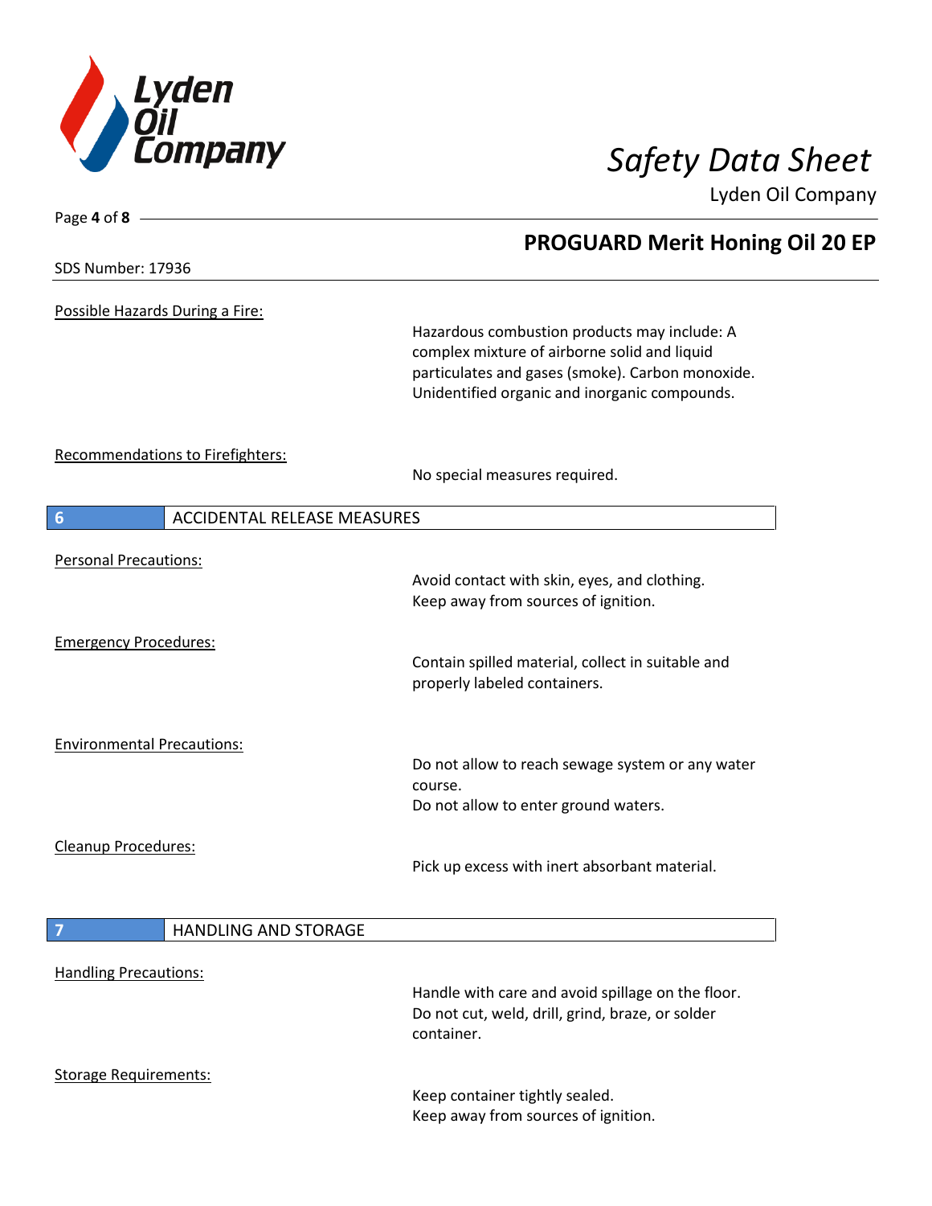Possible Hazards During a Fire:

Hazardous combustion products may include: A complex mixture of airborne solid and liquid particulates and gases (smoke). Carbon monoxide. Unidentified organic and inorganic compounds.

Recommendations to Firefighters:

No special measures required.

## 6 ACCIDENTAL RELEASE MEASURES

Personal Precautions:

Avoid contact with skin, eyes, and clothing.
Keep away from sources of ignition.

Emergency Procedures:

Contain spilled material, collect in suitable and properly labeled containers.

Environmental Precautions:

Do not allow to reach sewage system or any water course.
Do not allow to enter ground waters.

Cleanup Procedures:

Pick up excess with inert absorbant material.

## 7 HANDLING AND STORAGE

Handling Precautions:

Handle with care and avoid spillage on the floor.
Do not cut, weld, drill, grind, braze, or solder container.

Storage Requirements:

Keep container tightly sealed.
Keep away from sources of ignition.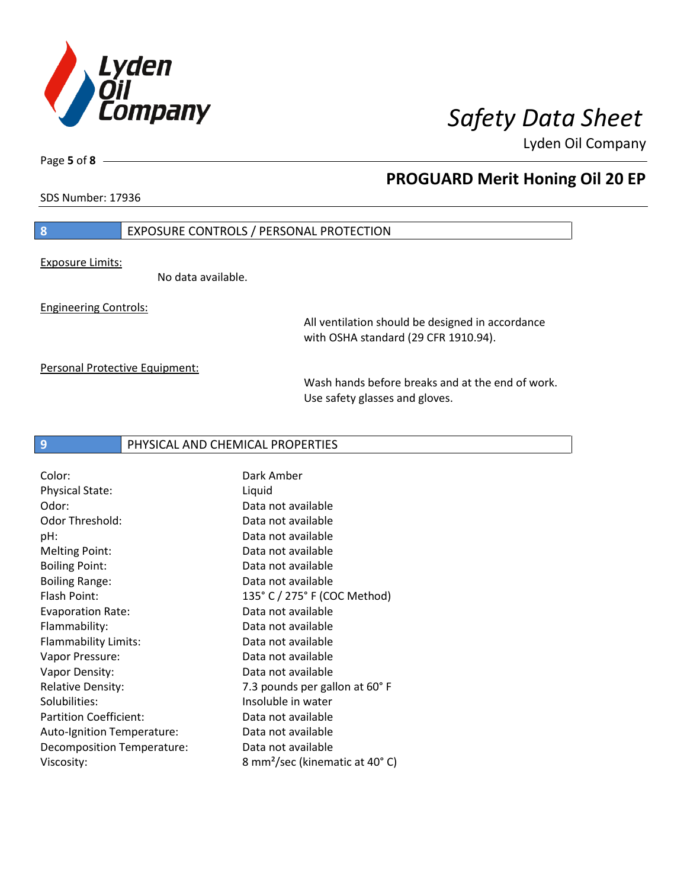## 8 EXPOSURE CONTROLS / PERSONAL PROTECTION

Exposure Limits:

No data available.

Engineering Controls:

All ventilation should be designed in accordance with OSHA standard (29 CFR 1910.94).

Personal Protective Equipment:

Wash hands before breaks and at the end of work. Use safety glasses and gloves.

## 9 PHYSICAL AND CHEMICAL PROPERTIES

| | |
|---|---|
| Color: | Dark Amber |
| Physical State: | Liquid |
| Odor: | Data not available |
| Odor Threshold: | Data not available |
| pH: | Data not available |
| Melting Point: | Data not available |
| Boiling Point: | Data not available |
| Boiling Range: | Data not available |
| Flash Point: | 135° C / 275° F (COC Method) |
| Evaporation Rate: | Data not available |
| Flammability: | Data not available |
| Flammability Limits: | Data not available |
| Vapor Pressure: | Data not available |
| Vapor Density: | Data not available |
| Relative Density: | 7.3 pounds per gallon at 60° F |
| Solubilities: | Insoluble in water |
| Partition Coefficient: | Data not available |
| Auto-Ignition Temperature: | Data not available |
| Decomposition Temperature: | Data not available |
| Viscosity: | 8 $mm^2$/sec (kinematic at 40° C) |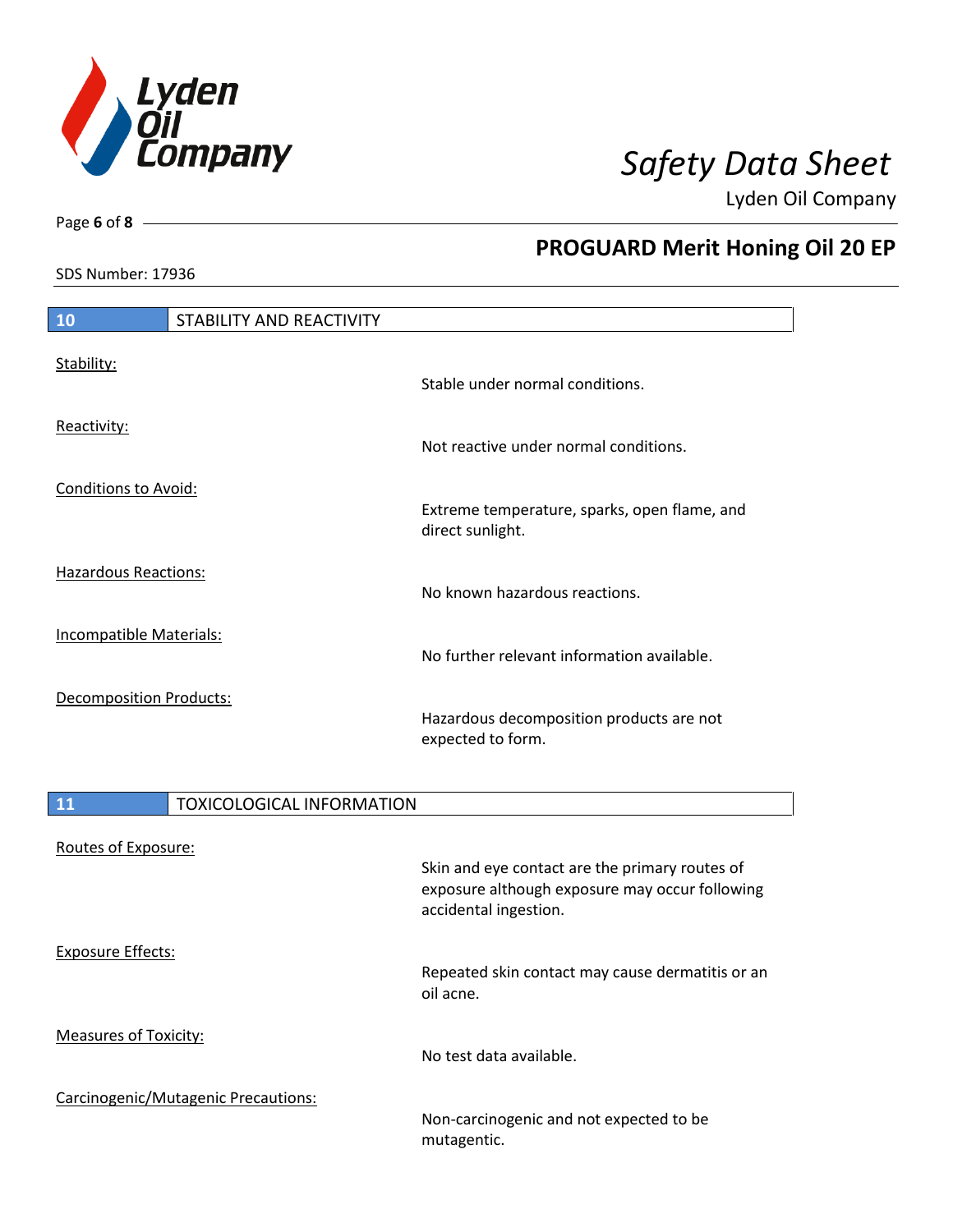## 10 STABILITY AND REACTIVITY

| | |
|---|---|
| Stability: | Stable under normal conditions. |
| Reactivity: | Not reactive under normal conditions. |
| Conditions to Avoid: | Extreme temperature, sparks, open flame, and direct sunlight. |
| Hazardous Reactions: | No known hazardous reactions. |
| Incompatible Materials: | No further relevant information available. |
| Decomposition Products: | Hazardous decomposition products are not expected to form. |

## 11 TOXICOLOGICAL INFORMATION

| | |
|---|---|
| Routes of Exposure: | Skin and eye contact are the primary routes of exposure although exposure may occur following accidental ingestion. |
| Exposure Effects: | Repeated skin contact may cause dermatitis or an oil acne. |
| Measures of Toxicity: | No test data available. |
| Carcinogenic/Mutagenic Precautions: | Non-carcinogenic and not expected to be mutagentic. |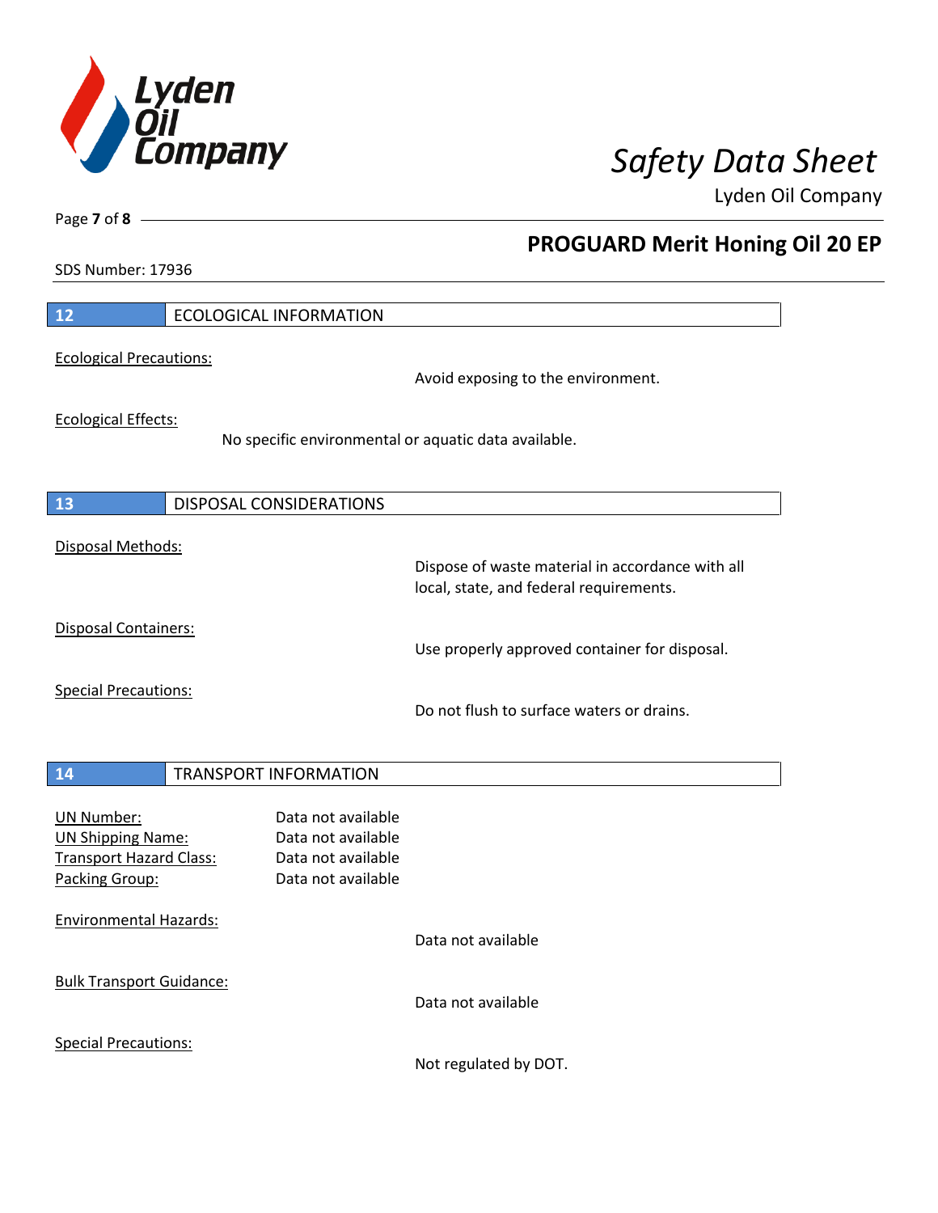## 12 ECOLOGICAL INFORMATION

Ecological Precautions:

Avoid exposing to the environment.

Ecological Effects:

No specific environmental or aquatic data available.

## 13 DISPOSAL CONSIDERATIONS

Disposal Methods:

Dispose of waste material in accordance with all local, state, and federal requirements.

Disposal Containers:

Use properly approved container for disposal.

Special Precautions:

Do not flush to surface waters or drains.

## 14 TRANSPORT INFORMATION

UN Number: Data not available
UN Shipping Name: Data not available
Transport Hazard Class: Data not available
Packing Group: Data not available

Environmental Hazards:

Data not available

Bulk Transport Guidance:

Data not available

Special Precautions:

Not regulated by DOT.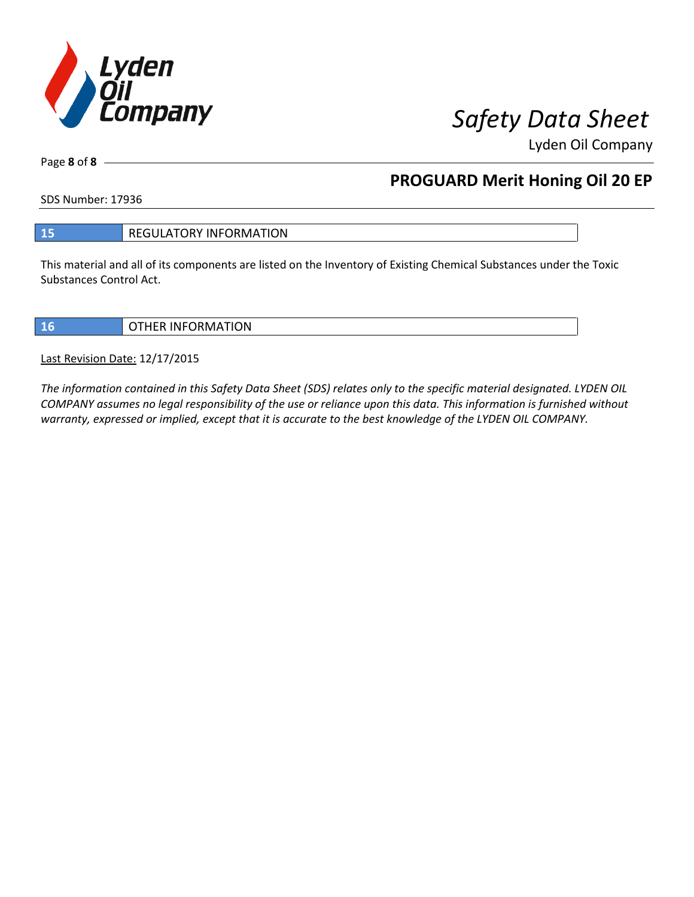## 15 REGULATORY INFORMATION

This material and all of its components are listed on the Inventory of Existing Chemical Substances under the Toxic Substances Control Act.

## 16 OTHER INFORMATION

Last Revision Date: 12/17/2015

*The information contained in this Safety Data Sheet (SDS) relates only to the specific material designated. LYDEN OIL COMPANY assumes no legal responsibility of the use or reliance upon this data. This information is furnished without warranty, expressed or implied, except that it is accurate to the best knowledge of the LYDEN OIL COMPANY.*